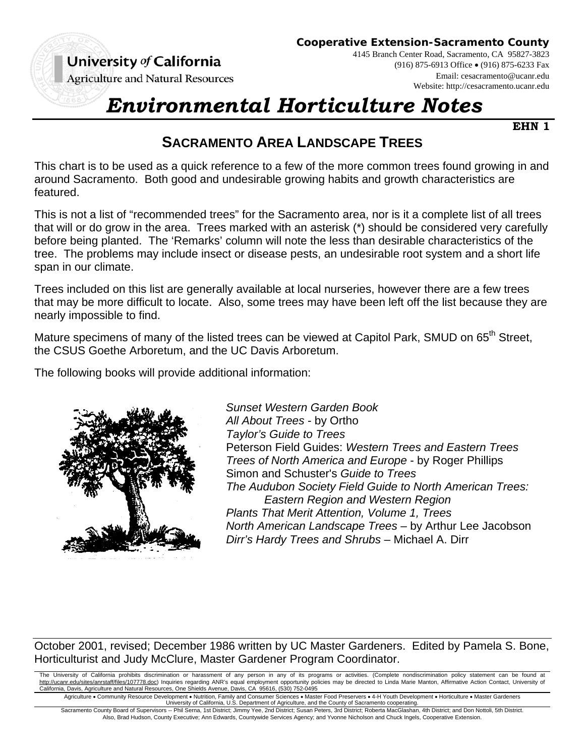University of California
Agriculture and Natural Resources

**Cooperative Extension-Sacramento County**
4145 Branch Center Road, Sacramento, CA 95827-3823
(916) 875-6913 Office • (916) 875-6233 Fax
Email: cesacramento@ucanr.edu
Website: http://cesacramento.ucanr.edu

# *Environmental Horticulture Notes*

**EHN 1**

## SACRAMENTO AREA LANDSCAPE TREES

This chart is to be used as a quick reference to a few of the more common trees found growing in and around Sacramento. Both good and undesirable growing habits and growth characteristics are featured.

This is not a list of "recommended trees" for the Sacramento area, nor is it a complete list of all trees that will or do grow in the area. Trees marked with an asterisk (*) should be considered very carefully before being planted. The 'Remarks' column will note the less than desirable characteristics of the tree. The problems may include insect or disease pests, an undesirable root system and a short life span in our climate.

Trees included on this list are generally available at local nurseries, however there are a few trees that may be more difficult to locate. Also, some trees may have been left off the list because they are nearly impossible to find.

Mature specimens of many of the listed trees can be viewed at Capitol Park, SMUD on 65th Street, the CSUS Goethe Arboretum, and the UC Davis Arboretum.

The following books will provide additional information:

*Sunset Western Garden Book*
*All About Trees* - by Ortho
*Taylor's Guide to Trees*
Peterson Field Guides: *Western Trees and Eastern Trees*
*Trees of North America and Europe* - by Roger Phillips
Simon and Schuster's *Guide to Trees*
*The Audubon Society Field Guide to North American Trees: Eastern Region and Western Region*
*Plants That Merit Attention, Volume 1, Trees*
*North American Landscape Trees* – by Arthur Lee Jacobson
*Dirr's Hardy Trees and Shrubs* – Michael A. Dirr

October 2001, revised; December 1986 written by UC Master Gardeners. Edited by Pamela S. Bone, Horticulturist and Judy McClure, Master Gardener Program Coordinator.

The University of California prohibits discrimination or harassment of any person in any of its programs or activities. (Complete nondiscrimination policy statement can be found at http://ucanr.edu/sites/anrstaff/files/107778.doc) Inquiries regarding ANR's equal employment opportunity policies may be directed to Linda Marie Manton, Affirmative Action Contact, University of California, Davis, Agriculture and Natural Resources, One Shields Avenue, Davis, CA 95616, (530) 752-0495

Agriculture • Community Resource Development • Nutrition, Family and Consumer Sciences • Master Food Preservers • 4-H Youth Development • Horticulture • Master Gardeners
University of California, U.S. Department of Agriculture, and the County of Sacramento cooperating.

Sacramento County Board of Supervisors -- Phil Serna, 1st District; Jimmy Yee, 2nd District; Susan Peters, 3rd District; Roberta MacGlashan, 4th District; and Don Nottoli, 5th District.
Also, Brad Hudson, County Executive; Ann Edwards, Countywide Services Agency; and Yvonne Nicholson and Chuck Ingels, Cooperative Extension.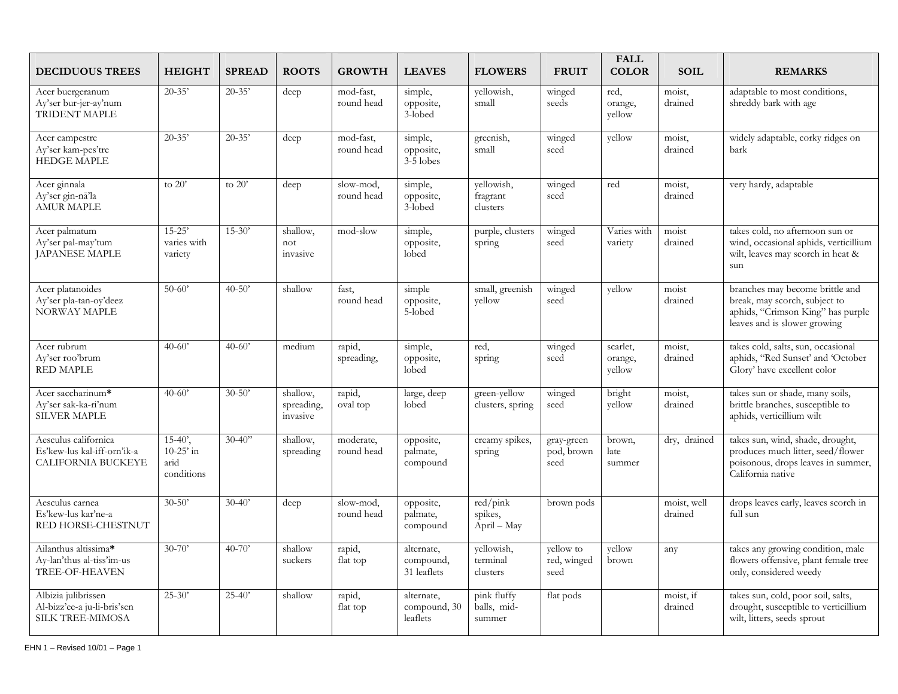| DECIDUOUS TREES | HEIGHT | SPREAD | ROOTS | GROWTH | LEAVES | FLOWERS | FRUIT | FALL COLOR | SOIL | REMARKS |
|---|---|---|---|---|---|---|---|---|---|---|
| Acer buergeranum<br>Ay'ser bur-jer-ay'num<br>TRIDENT MAPLE | 20-35' | 20-35' | deep | mod-fast, round head | simple, opposite, 3-lobed | yellowish, small | winged seeds | red, orange, yellow | moist, drained | adaptable to most conditions, shreddy bark with age |
| Acer campestre<br>Ay'ser kam-pes'tre<br>HEDGE MAPLE | 20-35' | 20-35' | deep | mod-fast, round head | simple, opposite, 3-5 lobes | greenish, small | winged seed | yellow | moist, drained | widely adaptable, corky ridges on bark |
| Acer ginnala<br>Ay'ser gin-nā'la<br>AMUR MAPLE | to 20' | to 20' | deep | slow-mod, round head | simple, opposite, 3-lobed | yellowish, fragrant clusters | winged seed | red | moist, drained | very hardy, adaptable |
| Acer palmatum<br>Ay'ser pal-may'tum<br>JAPANESE MAPLE | 15-25' varies with variety | 15-30' | shallow, not invasive | mod-slow | simple, opposite, lobed | purple, clusters spring | winged seed | Varies with variety | moist drained | takes cold, no afternoon sun or wind, occasional aphids, verticillium wilt, leaves may scorch in heat & sun |
| Acer platanoides<br>Ay'ser pla-tan-oy'deez<br>NORWAY MAPLE | 50-60' | 40-50' | shallow | fast, round head | simple opposite, 5-lobed | small, greenish yellow | winged seed | yellow | moist drained | branches may become brittle and break, may scorch, subject to aphids, "Crimson King" has purple leaves and is slower growing |
| Acer rubrum<br>Ay'ser roo'brum<br>RED MAPLE | 40-60' | 40-60' | medium | rapid, spreading, | simple, opposite, lobed | red, spring | winged seed | scarlet, orange, yellow | moist, drained | takes cold, salts, sun, occasional aphids, "Red Sunset' and 'October Glory' have excellent color |
| Acer saccharinum**\***<br>Ay'ser sak-ka-ri'num<br>SILVER MAPLE | 40-60' | 30-50' | shallow, spreading, invasive | rapid, oval top | large, deep lobed | green-yellow clusters, spring | winged seed | bright yellow | moist, drained | takes sun or shade, many soils, brittle branches, susceptible to aphids, verticillium wilt |
| Aesculus californica<br>Es'kew-lus kal-iff-orn'ik-a<br>CALIFORNIA BUCKEYE | 15-40', 10-25' in arid conditions | 30-40" | shallow, spreading | moderate, round head | opposite, palmate, compound | creamy spikes, spring | gray-green pod, brown seed | brown, late summer | dry, drained | takes sun, wind, shade, drought, produces much litter, seed/flower poisonous, drops leaves in summer, California native |
| Aesculus carnea<br>Es'kew-lus kar'ne-a<br>RED HORSE-CHESTNUT | 30-50' | 30-40' | deep | slow-mod, round head | opposite, palmate, compound | red/pink spikes, April – May | brown pods | | moist, well drained | drops leaves early, leaves scorch in full sun |
| Ailanthus altissima**\***<br>Ay-lan'thus al-tiss'im-us<br>TREE-OF-HEAVEN | 30-70' | 40-70' | shallow suckers | rapid, flat top | alternate, compound, 31 leaflets | yellowish, terminal clusters | yellow to red, winged seed | yellow brown | any | takes any growing condition, male flowers offensive, plant female tree only, considered weedy |
| Albizia julibrissen<br>Al-bizz'ee-a ju-li-bris'sen<br>SILK TREE-MIMOSA | 25-30' | 25-40' | shallow | rapid, flat top | alternate, compound, 30 leaflets | pink fluffy balls, mid-summer | flat pods | | moist, if drained | takes sun, cold, poor soil, salts, drought, susceptible to verticillium wilt, litters, seeds sprout |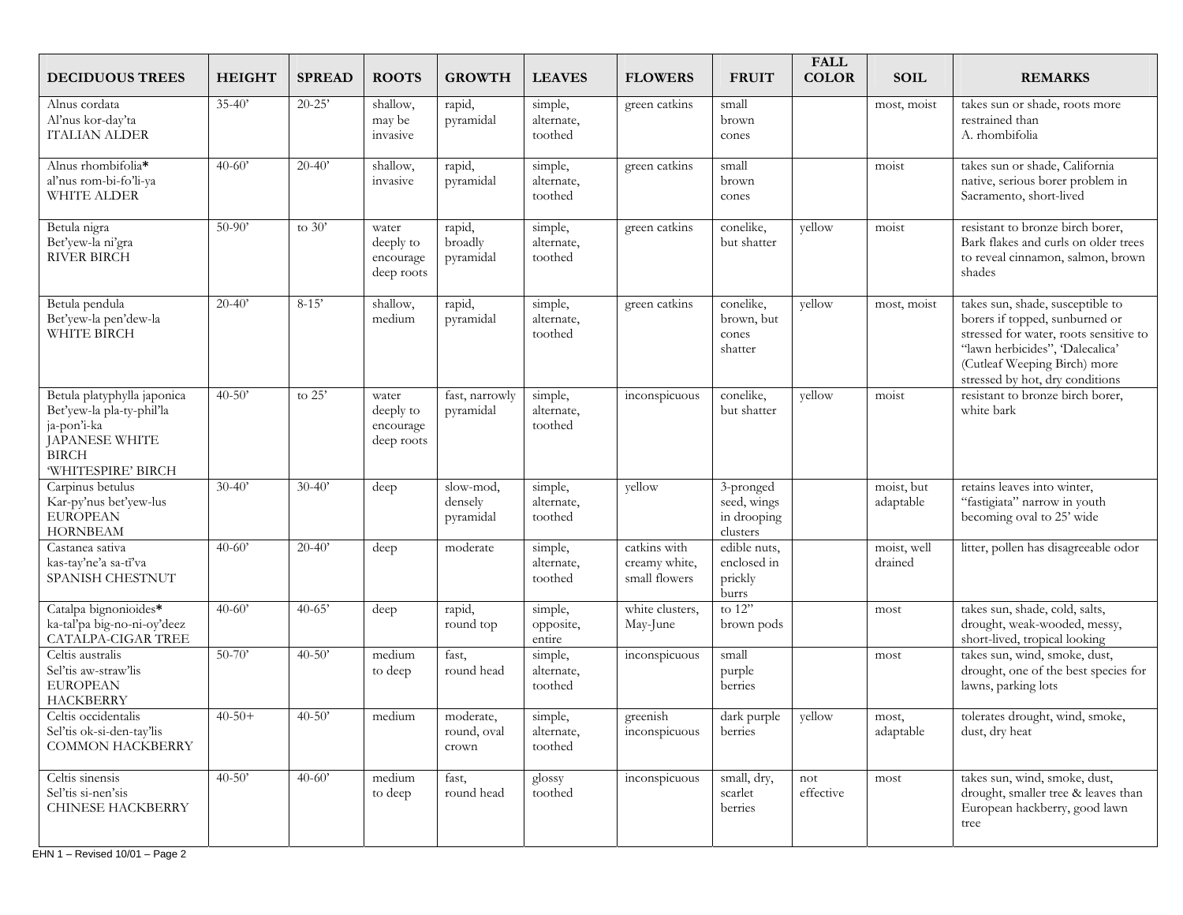| DECIDUOUS TREES | HEIGHT | SPREAD | ROOTS | GROWTH | LEAVES | FLOWERS | FRUIT | FALL COLOR | SOIL | REMARKS |
|---|---|---|---|---|---|---|---|---|---|---|
| Alnus cordata<br>Al'nus kor-day'ta<br>ITALIAN ALDER | 35-40' | 20-25' | shallow, may be invasive | rapid, pyramidal | simple, alternate, toothed | green catkins | small brown cones | | most, moist | takes sun or shade, roots more restrained than A. rhombifolia |
| Alnus rhombifolia*<br>al'nus rom-bi-fo'li-ya<br>WHITE ALDER | 40-60' | 20-40' | shallow, invasive | rapid, pyramidal | simple, alternate, toothed | green catkins | small brown cones | | moist | takes sun or shade, California native, serious borer problem in Sacramento, short-lived |
| Betula nigra<br>Bet'yew-la ni'gra<br>RIVER BIRCH | 50-90' | to 30' | water deeply to encourage deep roots | rapid, broadly pyramidal | simple, alternate, toothed | green catkins | conelike, but shatter | yellow | moist | resistant to bronze birch borer, Bark flakes and curls on older trees to reveal cinnamon, salmon, brown shades |
| Betula pendula<br>Bet'yew-la pen'dew-la<br>WHITE BIRCH | 20-40' | 8-15' | shallow, medium | rapid, pyramidal | simple, alternate, toothed | green catkins | conelike, brown, but cones shatter | yellow | most, moist | takes sun, shade, susceptible to borers if topped, sunburned or stressed for water, roots sensitive to "lawn herbicides", 'Dalecalica' (Cutleaf Weeping Birch) more stressed by hot, dry conditions |
| Betula platyphylla japonica<br>Bet'yew-la pla-ty-phil'la ja-pon'i-ka<br>JAPANESE WHITE BIRCH<br>'WHITESPIRE' BIRCH | 40-50' | to 25' | water deeply to encourage deep roots | fast, narrowly pyramidal | simple, alternate, toothed | inconspicuous | conelike, but shatter | yellow | moist | resistant to bronze birch borer, white bark |
| Carpinus betulus<br>Kar-py'nus bet'yew-lus<br>EUROPEAN HORNBEAM | 30-40' | 30-40' | deep | slow-mod, densely pyramidal | simple, alternate, toothed | yellow | 3-pronged seed, wings in drooping clusters | | moist, but adaptable | retains leaves into winter, "fastigiata" narrow in youth becoming oval to 25' wide |
| Castanea sativa<br>kas-tay'ne'a sa-tī'va<br>SPANISH CHESTNUT | 40-60' | 20-40' | deep | moderate | simple, alternate, toothed | catkins with creamy white, small flowers | edible nuts, enclosed in prickly burrs | | moist, well drained | litter, pollen has disagreeable odor |
| Catalpa bignonioides*<br>ka-tal'pa big-no-ni-oy'deez<br>CATALPA-CIGAR TREE | 40-60' | 40-65' | deep | rapid, round top | simple, opposite, entire | white clusters, May-June | to 12" brown pods | | most | takes sun, shade, cold, salts, drought, weak-wooded, messy, short-lived, tropical looking |
| Celtis australis<br>Sel'tis aw-straw'lis<br>EUROPEAN HACKBERRY | 50-70' | 40-50' | medium to deep | fast, round head | simple, alternate, toothed | inconspicuous | small purple berries | | most | takes sun, wind, smoke, dust, drought, one of the best species for lawns, parking lots |
| Celtis occidentalis<br>Sel'tis ok-si-den-tay'lis<br>COMMON HACKBERRY | 40-50+ | 40-50' | medium | moderate, round, oval crown | simple, alternate, toothed | greenish inconspicuous | dark purple berries | yellow | most, adaptable | tolerates drought, wind, smoke, dust, dry heat |
| Celtis sinensis<br>Sel'tis si-nen'sis<br>CHINESE HACKBERRY | 40-50' | 40-60' | medium to deep | fast, round head | glossy toothed | inconspicuous | small, dry, scarlet berries | not effective | most | takes sun, wind, smoke, dust, drought, smaller tree & leaves than European hackberry, good lawn tree |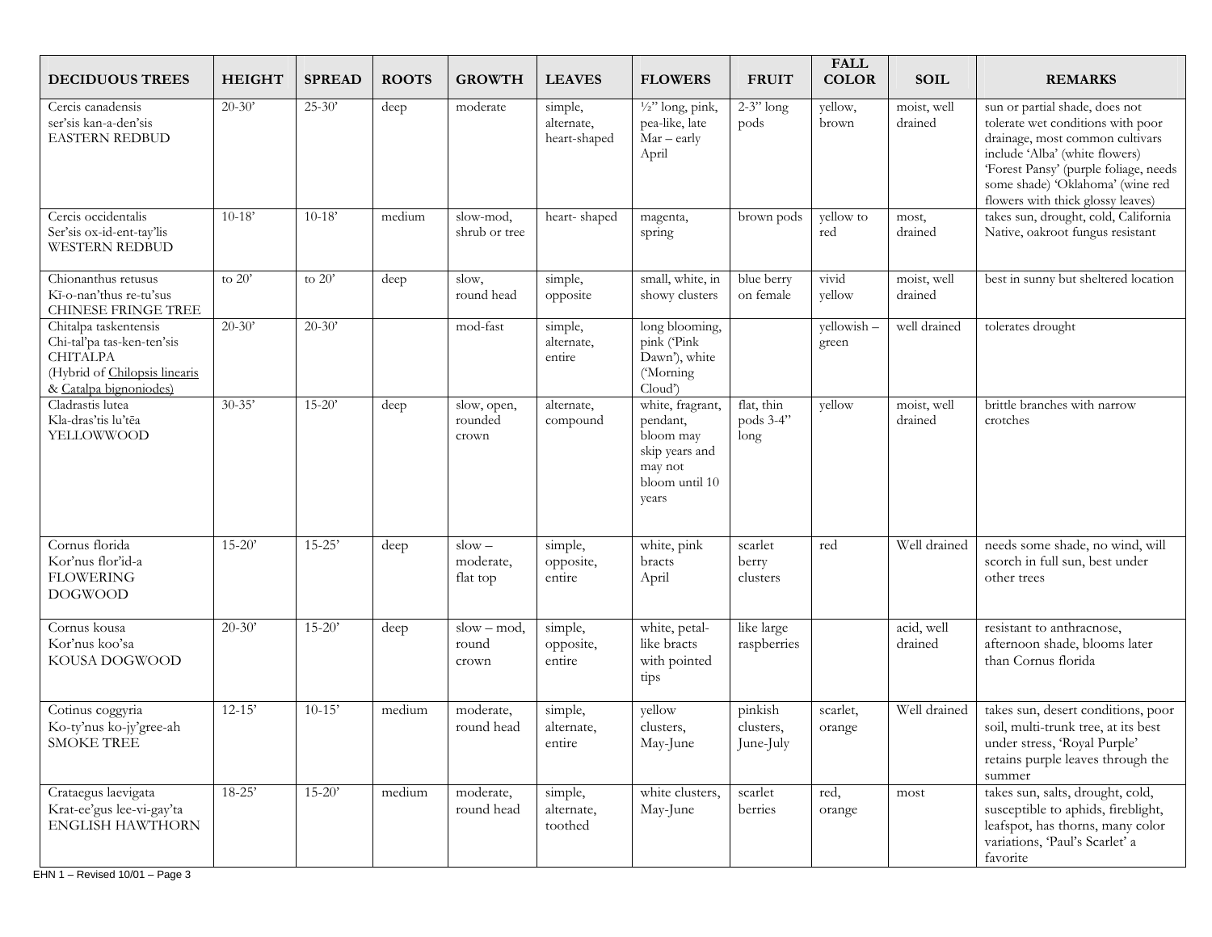| DECIDUOUS TREES | HEIGHT | SPREAD | ROOTS | GROWTH | LEAVES | FLOWERS | FRUIT | FALL COLOR | SOIL | REMARKS |
|---|---|---|---|---|---|---|---|---|---|---|
| Cercis canadensis<br>ser'sis kan-a-den'sis<br>EASTERN REDBUD | 20-30' | 25-30' | deep | moderate | simple, alternate, heart-shaped | ½" long, pink, pea-like, late Mar – early April | 2-3" long pods | yellow, brown | moist, well drained | sun or partial shade, does not tolerate wet conditions with poor drainage, most common cultivars include 'Alba' (white flowers) 'Forest Pansy' (purple foliage, needs some shade) 'Oklahoma' (wine red flowers with thick glossy leaves) |
| Cercis occidentalis<br>Ser'sis ox-id-ent-tay'lis<br>WESTERN REDBUD | 10-18' | 10-18' | medium | slow-mod, shrub or tree | heart- shaped | magenta, spring | brown pods | yellow to red | most, drained | takes sun, drought, cold, California Native, oakroot fungus resistant |
| Chionanthus retusus<br>Kī-o-nan'thus re-tu'sus<br>CHINESE FRINGE TREE | to 20' | to 20' | deep | slow, round head | simple, opposite | small, white, in showy clusters | blue berry on female | vivid yellow | moist, well drained | best in sunny but sheltered location |
| Chitalpa taskentensis<br>Chi-tal'pa tas-ken-ten'sis<br>CHITALPA<br>(Hybrid of Chilopsis linearis & Catalpa bignoniodes) | 20-30' | 20-30' | | mod-fast | simple, alternate, entire | long blooming, pink ('Pink Dawn'), white ('Morning Cloud') | | yellowish – green | well drained | tolerates drought |
| Cladrastis lutea<br>Kla-dras'tis lu'tēa<br>YELLOWWOOD | 30-35' | 15-20' | deep | slow, open, rounded crown | alternate, compound | white, fragrant, pendant, bloom may skip years and may not bloom until 10 years | flat, thin pods 3-4" long | yellow | moist, well drained | brittle branches with narrow crotches |
| Cornus florida<br>Kor'nus flor'id-a<br>FLOWERING DOGWOOD | 15-20' | 15-25' | deep | slow – moderate, flat top | simple, opposite, entire | white, pink bracts April | scarlet berry clusters | red | Well drained | needs some shade, no wind, will scorch in full sun, best under other trees |
| Cornus kousa<br>Kor'nus koo'sa<br>KOUSA DOGWOOD | 20-30' | 15-20' | deep | slow – mod, round crown | simple, opposite, entire | white, petal-like bracts with pointed tips | like large raspberries | | acid, well drained | resistant to anthracnose, afternoon shade, blooms later than Cornus florida |
| Cotinus coggyria<br>Ko-ty'nus ko-jy'gree-ah<br>SMOKE TREE | 12-15' | 10-15' | medium | moderate, round head | simple, alternate, entire | yellow clusters, May-June | pinkish clusters, June-July | scarlet, orange | Well drained | takes sun, desert conditions, poor soil, multi-trunk tree, at its best under stress, 'Royal Purple' retains purple leaves through the summer |
| Crataegus laevigata<br>Krat-ee'gus lee-vi-gay'ta<br>ENGLISH HAWTHORN | 18-25' | 15-20' | medium | moderate, round head | simple, alternate, toothed | white clusters, May-June | scarlet berries | red, orange | most | takes sun, salts, drought, cold, susceptible to aphids, fireblight, leafspot, has thorns, many color variations, 'Paul's Scarlet' a favorite |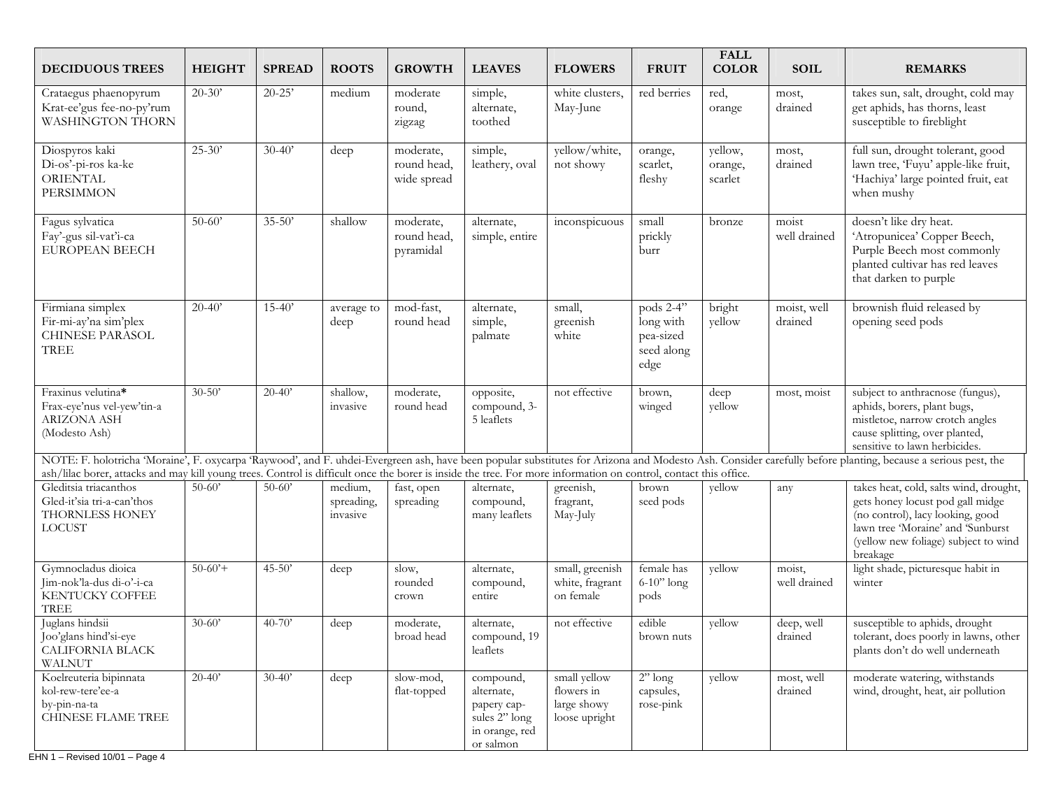| DECIDUOUS TREES | HEIGHT | SPREAD | ROOTS | GROWTH | LEAVES | FLOWERS | FRUIT | FALL COLOR | SOIL | REMARKS |
|---|---|---|---|---|---|---|---|---|---|---|
| Crataegus phaenopyrum Krat-ee'gus fee-no-py'rum WASHINGTON THORN | 20-30' | 20-25' | medium | moderate round, zigzag | simple, alternate, toothed | white clusters, May-June | red berries | red, orange | most, drained | takes sun, salt, drought, cold may get aphids, has thorns, least susceptible to fireblight |
| Diospyros kaki Di-os'-pi-ros ka-ke ORIENTAL PERSIMMON | 25-30' | 30-40' | deep | moderate, round head, wide spread | simple, leathery, oval | yellow/white, not showy | orange, scarlet, fleshy | yellow, orange, scarlet | most, drained | full sun, drought tolerant, good lawn tree, 'Fuyu' apple-like fruit, 'Hachiya' large pointed fruit, eat when mushy |
| Fagus sylvatica Fay'-gus sil-vat'i-ca EUROPEAN BEECH | 50-60' | 35-50' | shallow | moderate, round head, pyramidal | alternate, simple, entire | inconspicuous | small prickly burr | bronze | moist well drained | doesn't like dry heat. 'Atropunicea' Copper Beech, Purple Beech most commonly planted cultivar has red leaves that darken to purple |
| Firmiana simplex Fir-mi-ay'na sim'plex CHINESE PARASOL TREE | 20-40' | 15-40' | average to deep | mod-fast, round head | alternate, simple, palmate | small, greenish white | pods 2-4" long with pea-sized seed along edge | bright yellow | moist, well drained | brownish fluid released by opening seed pods |
| Fraxinus velutina* Frax-eye'nus vel-yew'tin-a ARIZONA ASH (Modesto Ash) | 30-50' | 20-40' | shallow, invasive | moderate, round head | opposite, compound, 3-5 leaflets | not effective | brown, winged | deep yellow | most, moist | subject to anthracnose (fungus), aphids, borers, plant bugs, mistletoe, narrow crotch angles cause splitting, over planted, sensitive to lawn herbicides. |
| NOTE: F. holotricha 'Moraine', F. oxycarpa 'Raywood', and F. uhdei-Evergreen ash, have been popular substitutes for Arizona and Modesto Ash. Consider carefully before planting, because a serious pest, the ash/lilac borer, attacks and may kill young trees. Control is difficult once the borer is inside the tree. For more information on control, contact this office. | | | | | | | | | | |
| Gleditsia triacanthos Gled-it'sia tri-a-can'thos THORNLESS HONEY LOCUST | 50-60' | 50-60' | medium, spreading, invasive | fast, open spreading | alternate, compound, many leaflets | greenish, fragrant, May-July | brown seed pods | yellow | any | takes heat, cold, salts wind, drought, gets honey locust pod gall midge (no control), lacy looking, good lawn tree 'Moraine' and 'Sunburst (yellow new foliage) subject to wind breakage |
| Gymnocladus dioica Jim-nok'la-dus di-o'-i-ca KENTUCKY COFFEE TREE | 50-60'+ | 45-50' | deep | slow, rounded crown | alternate, compound, entire | small, greenish white, fragrant on female | female has 6-10" long pods | yellow | moist, well drained | light shade, picturesque habit in winter |
| Juglans hindsii Joo'glans hind'si-eye CALIFORNIA BLACK WALNUT | 30-60' | 40-70' | deep | moderate, broad head | alternate, compound, 19 leaflets | not effective | edible brown nuts | yellow | deep, well drained | susceptible to aphids, drought tolerant, does poorly in lawns, other plants don't do well underneath |
| Koelreuteria bipinnata kol-rew-tere'ee-a by-pin-na-ta CHINESE FLAME TREE | 20-40' | 30-40' | deep | slow-mod, flat-topped | compound, alternate, papery cap-sules 2" long in orange, red or salmon | small yellow flowers in large showy loose upright | 2" long capsules, rose-pink | yellow | most, well drained | moderate watering, withstands wind, drought, heat, air pollution |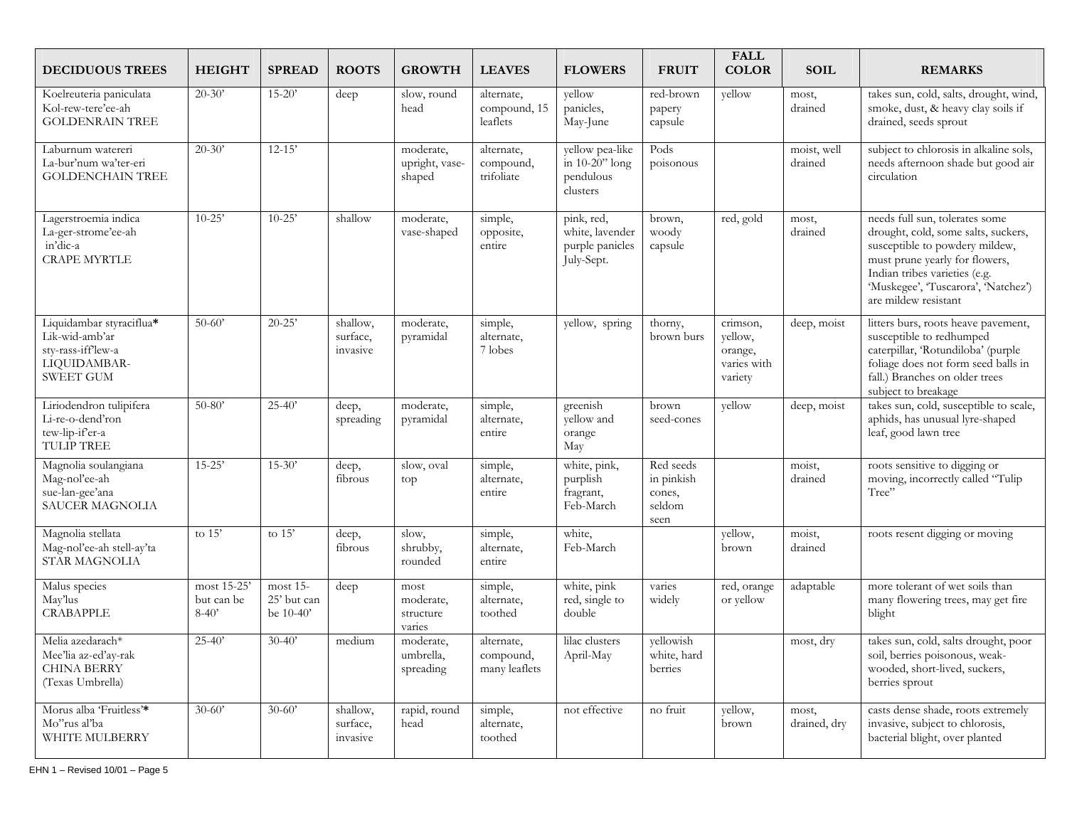| DECIDUOUS TREES | HEIGHT | SPREAD | ROOTS | GROWTH | LEAVES | FLOWERS | FRUIT | FALL COLOR | SOIL | REMARKS |
|---|---|---|---|---|---|---|---|---|---|---|
| Koelreuteria paniculata Kol-rew-tere'ee-ah GOLDENRAIN TREE | 20-30' | 15-20' | deep | slow, round head | alternate, compound, 15 leaflets | yellow panicles, May-June | red-brown papery capsule | yellow | most, drained | takes sun, cold, salts, drought, wind, smoke, dust, & heavy clay soils if drained, seeds sprout |
| Laburnum watereri La-bur'num wa'ter-eri GOLDENCHAIN TREE | 20-30' | 12-15' | | moderate, upright, vase-shaped | alternate, compound, trifoliate | yellow pea-like in 10-20" long pendulous clusters | Pods poisonous | | moist, well drained | subject to chlorosis in alkaline sols, needs afternoon shade but good air circulation |
| Lagerstroemia indica La-ger-strome'ee-ah in'dic-a CRAPE MYRTLE | 10-25' | 10-25' | shallow | moderate, vase-shaped | simple, opposite, entire | pink, red, white, lavender purple panicles July-Sept. | brown, woody capsule | red, gold | most, drained | needs full sun, tolerates some drought, cold, some salts, suckers, susceptible to powdery mildew, must prune yearly for flowers, Indian tribes varieties (e.g. 'Muskegee', 'Tuscarora', 'Natchez') are mildew resistant |
| Liquidambar styraciflua* Lik-wid-amb'ar sty-rass-iff'lew-a LIQUIDAMBAR-SWEET GUM | 50-60' | 20-25' | shallow, surface, invasive | moderate, pyramidal | simple, alternate, 7 lobes | yellow, spring | thorny, brown burs | crimson, yellow, orange, varies with variety | deep, moist | litters burs, roots heave pavement, susceptible to redhumped caterpillar, 'Rotundiloba' (purple foliage does not form seed balls in fall.) Branches on older trees subject to breakage |
| Liriodendron tulipifera Li-re-o-dend'ron tew-lip-if'er-a TULIP TREE | 50-80' | 25-40' | deep, spreading | moderate, pyramidal | simple, alternate, entire | greenish yellow and orange May | brown seed-cones | yellow | deep, moist | takes sun, cold, susceptible to scale, aphids, has unusual lyre-shaped leaf, good lawn tree |
| Magnolia soulangiana Mag-nol'ee-ah sue-lan-gee'ana SAUCER MAGNOLIA | 15-25' | 15-30' | deep, fibrous | slow, oval top | simple, alternate, entire | white, pink, purplish fragrant, Feb-March | Red seeds in pinkish cones, seldom seen | | moist, drained | roots sensitive to digging or moving, incorrectly called "Tulip Tree" |
| Magnolia stellata Mag-nol'ee-ah stell-ay'ta STAR MAGNOLIA | to 15' | to 15' | deep, fibrous | slow, shrubby, rounded | simple, alternate, entire | white, Feb-March | | yellow, brown | moist, drained | roots resent digging or moving |
| Malus species May'lus CRABAPPLE | most 15-25' but can be 8-40' | most 15-25' but can be 10-40' | deep | most moderate, structure varies | simple, alternate, toothed | white, pink red, single to double | varies widely | red, orange or yellow | adaptable | more tolerant of wet soils than many flowering trees, may get fire blight |
| Melia azedarach* Mee'lia az-ed'ay-rak CHINA BERRY (Texas Umbrella) | 25-40' | 30-40' | medium | moderate, umbrella, spreading | alternate, compound, many leaflets | lilac clusters April-May | yellowish white, hard berries | | most, dry | takes sun, cold, salts drought, poor soil, berries poisonous, weak-wooded, short-lived, suckers, berries sprout |
| Morus alba 'Fruitless'* Mo"rus al'ba WHITE MULBERRY | 30-60' | 30-60' | shallow, surface, invasive | rapid, round head | simple, alternate, toothed | not effective | no fruit | yellow, brown | most, drained, dry | casts dense shade, roots extremely invasive, subject to chlorosis, bacterial blight, over planted |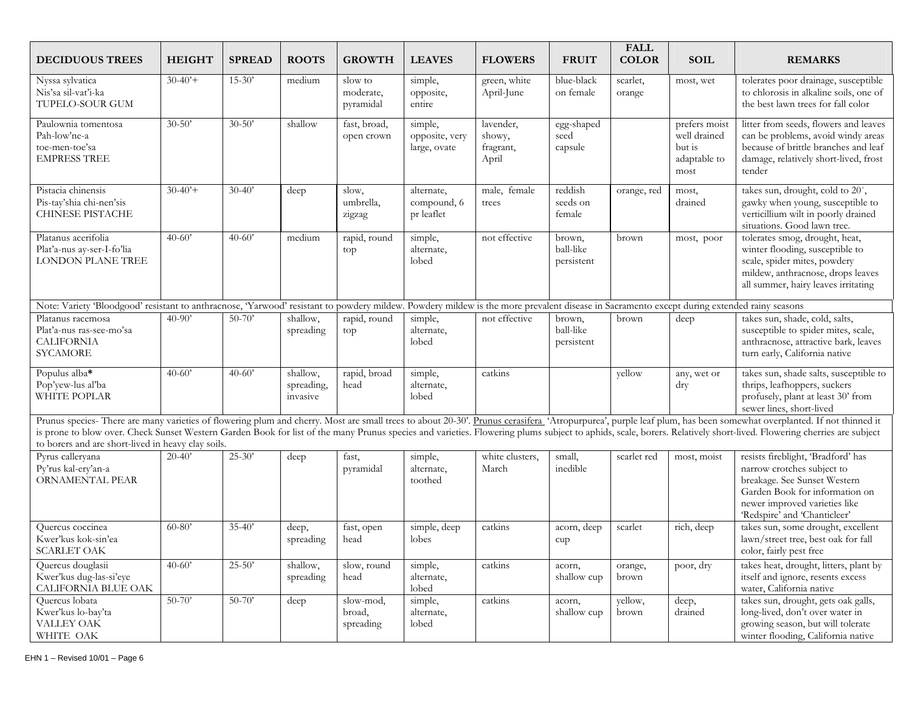| DECIDUOUS TREES | HEIGHT | SPREAD | ROOTS | GROWTH | LEAVES | FLOWERS | FRUIT | FALL COLOR | SOIL | REMARKS |
|---|---|---|---|---|---|---|---|---|---|---|
| Nyssa sylvatica<br>Nis'sa sil-vat'i-ka<br>TUPELO-SOUR GUM | 30-40'+ | 15-30' | medium | slow to moderate, pyramidal | simple, opposite, entire | green, white April-June | blue-black on female | scarlet, orange | most, wet | tolerates poor drainage, susceptible to chlorosis in alkaline soils, one of the best lawn trees for fall color |
| Paulownia tomentosa<br>Pah-low'ne-a toe-men-toe'sa<br>EMPRESS TREE | 30-50' | 30-50' | shallow | fast, broad, open crown | simple, opposite, very large, ovate | lavender, showy, fragrant, April | egg-shaped seed capsule | | prefers moist well drained but is adaptable to most | litter from seeds, flowers and leaves can be problems, avoid windy areas because of brittle branches and leaf damage, relatively short-lived, frost tender |
| Pistacia chinensis<br>Pis-tay'shia chi-nen'sis<br>CHINESE PISTACHE | 30-40'+ | 30-40' | deep | slow, umbrella, zigzag | alternate, compound, 6 pr leaflet | male, female trees | reddish seeds on female | orange, red | most, drained | takes sun, drought, cold to 20˚, gawky when young, susceptible to verticillium wilt in poorly drained situations. Good lawn tree. |
| Platanus acerifolia<br>Plat'a-nus ay-ser-I-fo'lia<br>LONDON PLANE TREE | 40-60' | 40-60' | medium | rapid, round top | simple, alternate, lobed | not effective | brown, ball-like persistent | brown | most, poor | tolerates smog, drought, heat, winter flooding, susceptible to scale, spider mites, powdery mildew, anthracnose, drops leaves all summer, hairy leaves irritating |
| Note: Variety 'Bloodgood' resistant to anthracnose, 'Yarwood' resistant to powdery mildew. Powdery mildew is the more prevalent disease in Sacramento except during extended rainy seasons | | | | | | | | | | |
| Platanus racemosa<br>Plat'a-nus ras-see-mo'sa<br>CALIFORNIA SYCAMORE | 40-90' | 50-70' | shallow, spreading | rapid, round top | simple, alternate, lobed | not effective | brown, ball-like persistent | brown | deep | takes sun, shade, cold, salts, susceptible to spider mites, scale, anthracnose, attractive bark, leaves turn early, California native |
| Populus alba**\***<br>Pop'yew-lus al'ba<br>WHITE POPLAR | 40-60' | 40-60' | shallow, spreading, invasive | rapid, broad head | simple, alternate, lobed | catkins | | yellow | any, wet or dry | takes sun, shade salts, susceptible to thrips, leafhoppers, suckers profusely, plant at least 30' from sewer lines, short-lived |
| Prunus species- There are many varieties of flowering plum and cherry. Most are small trees to about 20-30'. Prunus cerasifera 'Atropurpurea', purple leaf plum, has been somewhat overplanted. If not thinned it is prone to blow over. Check Sunset Western Garden Book for list of the many Prunus species and varieties. Flowering plums subject to aphids, scale, borers. Relatively short-lived. Flowering cherries are subject to borers and are short-lived in heavy clay soils. | | | | | | | | | | |
| Pyrus calleryana<br>Py'rus kal-ery'an-a<br>ORNAMENTAL PEAR | 20-40' | 25-30' | deep | fast, pyramidal | simple, alternate, toothed | white clusters, March | small, inedible | scarlet red | most, moist | resists fireblight, 'Bradford' has narrow crotches subject to breakage. See Sunset Western Garden Book for information on newer improved varieties like 'Redspire' and 'Chanticleer' |
| Quercus coccinea<br>Kwer'kus kok-sin'ea<br>SCARLET OAK | 60-80' | 35-40' | deep, spreading | fast, open head | simple, deep lobes | catkins | acorn, deep cup | scarlet | rich, deep | takes sun, some drought, excellent lawn/street tree, best oak for fall color, fairly pest free |
| Quercus douglasii<br>Kwer'kus dug-las-si'eye<br>CALIFORNIA BLUE OAK | 40-60' | 25-50' | shallow, spreading | slow, round head | simple, alternate, lobed | catkins | acorn, shallow cup | orange, brown | poor, dry | takes heat, drought, litters, plant by itself and ignore, resents excess water, California native |
| Quercus lobata<br>Kwer'kus lo-bay'ta<br>VALLEY OAK<br>WHITE OAK | 50-70' | 50-70' | deep | slow-mod, broad, spreading | simple, alternate, lobed | catkins | acorn, shallow cup | yellow, brown | deep, drained | takes sun, drought, gets oak galls, long-lived, don't over water in growing season, but will tolerate winter flooding, California native |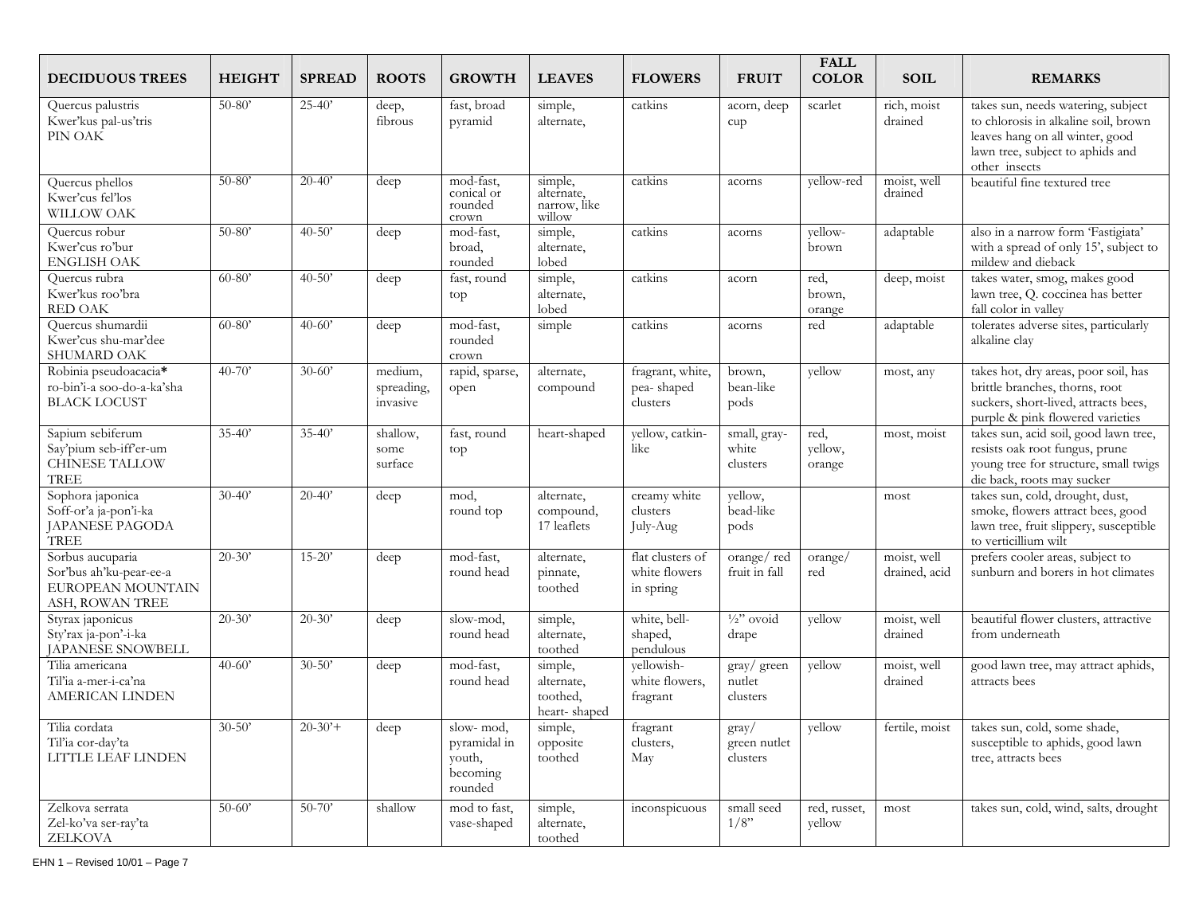| DECIDUOUS TREES | HEIGHT | SPREAD | ROOTS | GROWTH | LEAVES | FLOWERS | FRUIT | FALL COLOR | SOIL | REMARKS |
|---|---|---|---|---|---|---|---|---|---|---|
| Quercus palustris Kwer'kus pal-us'tris PIN OAK | 50-80' | 25-40' | deep, fibrous | fast, broad pyramid | simple, alternate, | catkins | acorn, deep cup | scarlet | rich, moist drained | takes sun, needs watering, subject to chlorosis in alkaline soil, brown leaves hang on all winter, good lawn tree, subject to aphids and other insects |
| Quercus phellos Kwer'cus fel'los WILLOW OAK | 50-80' | 20-40' | deep | mod-fast, conical or rounded crown | simple, alternate, narrow, like willow | catkins | acorns | yellow-red | moist, well drained | beautiful fine textured tree |
| Quercus robur Kwer'cus ro'bur ENGLISH OAK | 50-80' | 40-50' | deep | mod-fast, broad, rounded | simple, alternate, lobed | catkins | acorns | yellow-brown | adaptable | also in a narrow form 'Fastigiata' with a spread of only 15', subject to mildew and dieback |
| Quercus rubra Kwer'kus roo'bra RED OAK | 60-80' | 40-50' | deep | fast, round top | simple, alternate, lobed | catkins | acorn | red, brown, orange | deep, moist | takes water, smog, makes good lawn tree, Q. coccinea has better fall color in valley |
| Quercus shumardii Kwer'cus shu-mar'dee SHUMARD OAK | 60-80' | 40-60' | deep | mod-fast, rounded crown | simple | catkins | acorns | red | adaptable | tolerates adverse sites, particularly alkaline clay |
| Robinia pseudoacacia* ro-bin'i-a soo-do-a-ka'sha BLACK LOCUST | 40-70' | 30-60' | medium, spreading, invasive | rapid, sparse, open | alternate, compound | fragrant, white, pea- shaped clusters | brown, bean-like pods | yellow | most, any | takes hot, dry areas, poor soil, has brittle branches, thorns, root suckers, short-lived, attracts bees, purple & pink flowered varieties |
| Sapium sebiferum Say'pium seb-iff'er-um CHINESE TALLOW TREE | 35-40' | 35-40' | shallow, some surface | fast, round top | heart-shaped | yellow, catkin-like | small, gray-white clusters | red, yellow, orange | most, moist | takes sun, acid soil, good lawn tree, resists oak root fungus, prune young tree for structure, small twigs die back, roots may sucker |
| Sophora japonica Soff-or'a ja-pon'i-ka JAPANESE PAGODA TREE | 30-40' | 20-40' | deep | mod, round top | alternate, compound, 17 leaflets | creamy white clusters July-Aug | yellow, bead-like pods | | most | takes sun, cold, drought, dust, smoke, flowers attract bees, good lawn tree, fruit slippery, susceptible to verticillium wilt |
| Sorbus aucuparia Sor'bus ah'ku-pear-ee-a EUROPEAN MOUNTAIN ASH, ROWAN TREE | 20-30' | 15-20' | deep | mod-fast, round head | alternate, pinnate, toothed | flat clusters of white flowers in spring | orange/ red fruit in fall | orange/ red | moist, well drained, acid | prefers cooler areas, subject to sunburn and borers in hot climates |
| Styrax japonicus Sty'rax ja-pon'-i-ka JAPANESE SNOWBELL | 20-30' | 20-30' | deep | slow-mod, round head | simple, alternate, toothed | white, bell-shaped, pendulous | ½" ovoid drape | yellow | moist, well drained | beautiful flower clusters, attractive from underneath |
| Tilia americana Til'ia a-mer-i-ca'na AMERICAN LINDEN | 40-60' | 30-50' | deep | mod-fast, round head | simple, alternate, toothed, heart- shaped | yellowish-white flowers, fragrant | gray/ green nutlet clusters | yellow | moist, well drained | good lawn tree, may attract aphids, attracts bees |
| Tilia cordata Til'ia cor-day'ta LITTLE LEAF LINDEN | 30-50' | 20-30'+ | deep | slow- mod, pyramidal in youth, becoming rounded | simple, opposite toothed | fragrant clusters, May | gray/ green nutlet clusters | yellow | fertile, moist | takes sun, cold, some shade, susceptible to aphids, good lawn tree, attracts bees |
| Zelkova serrata Zel-ko'va ser-ray'ta ZELKOVA | 50-60' | 50-70' | shallow | mod to fast, vase-shaped | simple, alternate, toothed | inconspicuous | small seed 1/8" | red, russet, yellow | most | takes sun, cold, wind, salts, drought |

EHN 1 – Revised 10/01 – Page 7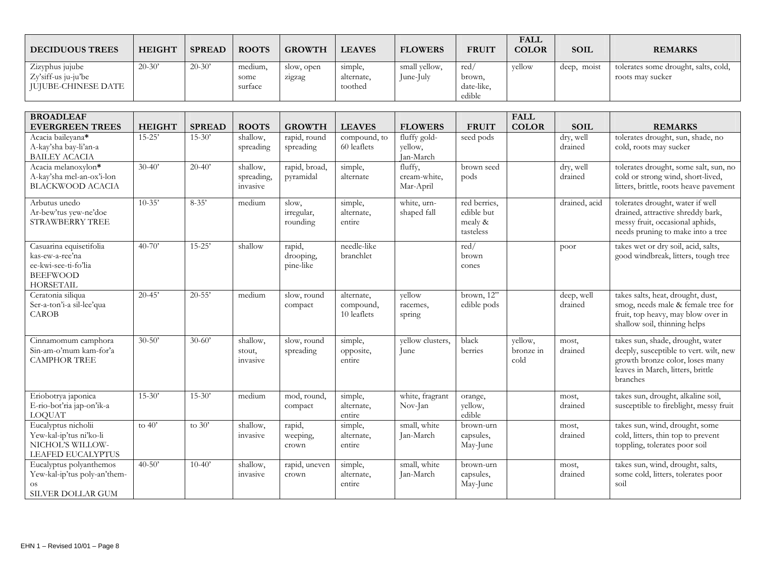| DECIDUOUS TREES | HEIGHT | SPREAD | ROOTS | GROWTH | LEAVES | FLOWERS | FRUIT | FALL COLOR | SOIL | REMARKS |
|---|---|---|---|---|---|---|---|---|---|---|
| Zizyphus jujube<br>Zy'siff-us ju-ju'be<br>JUJUBE-CHINESE DATE | 20-30' | 20-30' | medium, some surface | slow, open zigzag | simple, alternate, toothed | small yellow, June-July | red/ brown, date-like, edible | yellow | deep, moist | tolerates some drought, salts, cold, roots may sucker |

| BROADLEAF EVERGREEN TREES | HEIGHT | SPREAD | ROOTS | GROWTH | LEAVES | FLOWERS | FRUIT | FALL COLOR | SOIL | REMARKS |
|---|---|---|---|---|---|---|---|---|---|---|
| Acacia baileyana*<br>A-kay'sha bay-li'an-a<br>BAILEY ACACIA | 15-25' | 15-30' | shallow, spreading | rapid, round spreading | compound, to 60 leaflets | fluffy gold-yellow, Jan-March | seed pods | | dry, well drained | tolerates drought, sun, shade, no cold, roots may sucker |
| Acacia melanoxylon*<br>A-kay'sha mel-an-ox'i-lon<br>BLACKWOOD ACACIA | 30-40' | 20-40' | shallow, spreading, invasive | rapid, broad, pyramidal | simple, alternate | fluffy, cream-white, Mar-April | brown seed pods | | dry, well drained | tolerates drought, some salt, sun, no cold or strong wind, short-lived, litters, brittle, roots heave pavement |
| Arbutus unedo<br>Ar-bew'tus yew-ne'doe<br>STRAWBERRY TREE | 10-35' | 8-35' | medium | slow, irregular, rounding | simple, alternate, entire | white, urn-shaped fall | red berries, edible but mealy & tasteless | | drained, acid | tolerates drought, water if well drained, attractive shreddy bark, messy fruit, occasional aphids, needs pruning to make into a tree |
| Casuarina equisetifolia<br>kas-ew-a-ree'na<br>ee-kwi-see-ti-fo'lia<br>BEEFWOOD<br>HORSETAIL | 40-70' | 15-25' | shallow | rapid, drooping, pine-like | needle-like branchlet | | red/ brown cones | | poor | takes wet or dry soil, acid, salts, good windbreak, litters, tough tree |
| Ceratonia siliqua<br>Ser-a-ton'i-a sil-lee'qua<br>CAROB | 20-45' | 20-55' | medium | slow, round compact | alternate, compound, 10 leaflets | yellow racemes, spring | brown, 12" edible pods | | deep, well drained | takes salts, heat, drought, dust, smog, needs male & female tree for fruit, top heavy, may blow over in shallow soil, thinning helps |
| Cinnamomum camphora<br>Sin-am-o'mum kam-for'a<br>CAMPHOR TREE | 30-50' | 30-60' | shallow, stout, invasive | slow, round spreading | simple, opposite, entire | yellow clusters, June | black berries | yellow, bronze in cold | most, drained | takes sun, shade, drought, water deeply, susceptible to vert. wilt, new growth bronze color, loses many leaves in March, litters, brittle branches |
| Eriobotrya japonica<br>E-rio-bot'ria jap-on'ik-a<br>LOQUAT | 15-30' | 15-30' | medium | mod, round, compact | simple, alternate, entire | white, fragrant Nov-Jan | orange, yellow, edible | | most, drained | takes sun, drought, alkaline soil, susceptible to fireblight, messy fruit |
| Eucalyptus nicholii<br>Yew-kal-ip'tus ni'ko-li<br>NICHOL'S WILLOW-LEAFED EUCALYPTUS | to 40' | to 30' | shallow, invasive | rapid, weeping, crown | simple, alternate, entire | small, white Jan-March | brown-urn capsules, May-June | | most, drained | takes sun, wind, drought, some cold, litters, thin top to prevent toppling, tolerates poor soil |
| Eucalyptus polyanthemos<br>Yew-kal-ip'tus poly-an'them-os<br>SILVER DOLLAR GUM | 40-50' | 10-40' | shallow, invasive | rapid, uneven crown | simple, alternate, entire | small, white Jan-March | brown-urn capsules, May-June | | most, drained | takes sun, wind, drought, salts, some cold, litters, tolerates poor soil |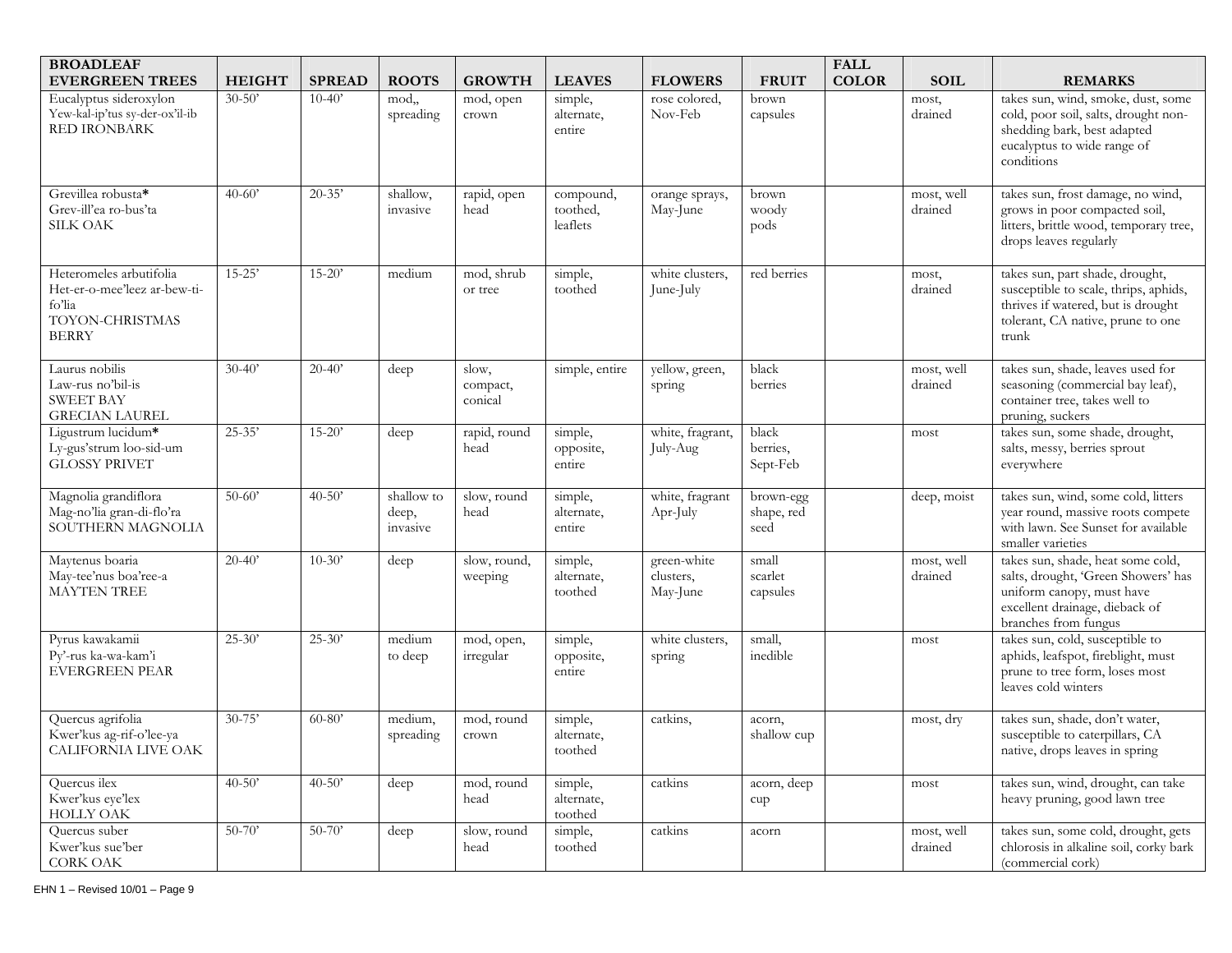| BROADLEAF EVERGREEN TREES | HEIGHT | SPREAD | ROOTS | GROWTH | LEAVES | FLOWERS | FRUIT | FALL COLOR | SOIL | REMARKS |
|---|---|---|---|---|---|---|---|---|---|---|
| Eucalyptus sideroxylon<br>Yew-kal-ip'tus sy-der-ox'il-ib<br>RED IRONBARK | 30-50' | 10-40' | mod,, spreading | mod, open crown | simple, alternate, entire | rose colored, Nov-Feb | brown capsules | | most, drained | takes sun, wind, smoke, dust, some cold, poor soil, salts, drought non-shedding bark, best adapted eucalyptus to wide range of conditions |
| Grevillea robusta*<br>Grev-ill'ea ro-bus'ta<br>SILK OAK | 40-60' | 20-35' | shallow, invasive | rapid, open head | compound, toothed, leaflets | orange sprays, May-June | brown woody pods | | most, well drained | takes sun, frost damage, no wind, grows in poor compacted soil, litters, brittle wood, temporary tree, drops leaves regularly |
| Heteromeles arbutifolia<br>Het-er-o-mee'leez ar-bew-ti-fo'lia<br>TOYON-CHRISTMAS BERRY | 15-25' | 15-20' | medium | mod, shrub or tree | simple, toothed | white clusters, June-July | red berries | | most, drained | takes sun, part shade, drought, susceptible to scale, thrips, aphids, thrives if watered, but is drought tolerant, CA native, prune to one trunk |
| Laurus nobilis<br>Law-rus no'bil-is<br>SWEET BAY<br>GRECIAN LAUREL | 30-40' | 20-40' | deep | slow, compact, conical | simple, entire | yellow, green, spring | black berries | | most, well drained | takes sun, shade, leaves used for seasoning (commercial bay leaf), container tree, takes well to pruning, suckers |
| Ligustrum lucidum*<br>Ly-gus'strum loo-sid-um<br>GLOSSY PRIVET | 25-35' | 15-20' | deep | rapid, round head | simple, opposite, entire | white, fragrant, July-Aug | black berries, Sept-Feb | | most | takes sun, some shade, drought, salts, messy, berries sprout everywhere |
| Magnolia grandiflora<br>Mag-no'lia gran-di-flo'ra<br>SOUTHERN MAGNOLIA | 50-60' | 40-50' | shallow to deep, invasive | slow, round head | simple, alternate, entire | white, fragrant Apr-July | brown-egg shape, red seed | | deep, moist | takes sun, wind, some cold, litters year round, massive roots compete with lawn. See Sunset for available smaller varieties |
| Maytenus boaria<br>May-tee'nus boa'ree-a<br>MAYTEN TREE | 20-40' | 10-30' | deep | slow, round, weeping | simple, alternate, toothed | green-white clusters, May-June | small scarlet capsules | | most, well drained | takes sun, shade, heat some cold, salts, drought, 'Green Showers' has uniform canopy, must have excellent drainage, dieback of branches from fungus |
| Pyrus kawakamii<br>Py'-rus ka-wa-kam'i<br>EVERGREEN PEAR | 25-30' | 25-30' | medium to deep | mod, open, irregular | simple, opposite, entire | white clusters, spring | small, inedible | | most | takes sun, cold, susceptible to aphids, leafspot, fireblight, must prune to tree form, loses most leaves cold winters |
| Quercus agrifolia<br>Kwer'kus ag-rif-o'lee-ya<br>CALIFORNIA LIVE OAK | 30-75' | 60-80' | medium, spreading | mod, round crown | simple, alternate, toothed | catkins, | acorn, shallow cup | | most, dry | takes sun, shade, don't water, susceptible to caterpillars, CA native, drops leaves in spring |
| Quercus ilex<br>Kwer'kus eye'lex<br>HOLLY OAK | 40-50' | 40-50' | deep | mod, round head | simple, alternate, toothed | catkins | acorn, deep cup | | most | takes sun, wind, drought, can take heavy pruning, good lawn tree |
| Quercus suber<br>Kwer'kus sue'ber<br>CORK OAK | 50-70' | 50-70' | deep | slow, round head | simple, toothed | catkins | acorn | | most, well drained | takes sun, some cold, drought, gets chlorosis in alkaline soil, corky bark (commercial cork) |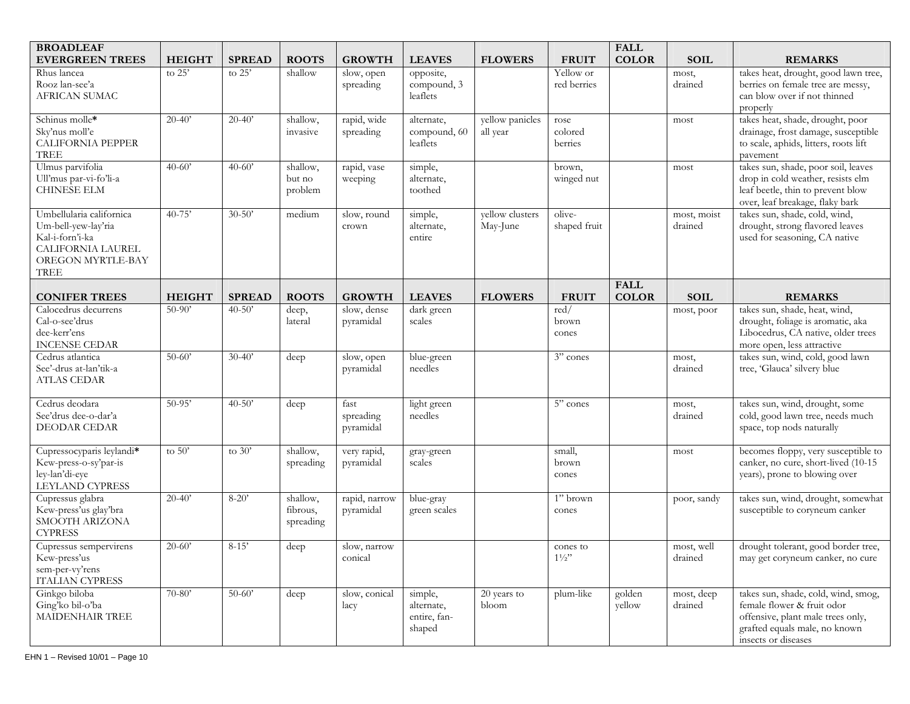| BROADLEAF EVERGREEN TREES | HEIGHT | SPREAD | ROOTS | GROWTH | LEAVES | FLOWERS | FRUIT | FALL COLOR | SOIL | REMARKS |
|---|---|---|---|---|---|---|---|---|---|---|
| Rhus lancea<br>Rooz lan-see'a<br>AFRICAN SUMAC | to 25' | to 25' | shallow | slow, open spreading | opposite, compound, 3 leaflets | | Yellow or red berries | | most, drained | takes heat, drought, good lawn tree, berries on female tree are messy, can blow over if not thinned properly |
| Schinus molle*<br>Sky'nus moll'e<br>CALIFORNIA PEPPER TREE | 20-40' | 20-40' | shallow, invasive | rapid, wide spreading | alternate, compound, 60 leaflets | yellow panicles all year | rose colored berries | | most | takes heat, shade, drought, poor drainage, frost damage, susceptible to scale, aphids, litters, roots lift pavement |
| Ulmus parvifolia<br>Ull'mus par-vi-fo'li-a<br>CHINESE ELM | 40-60' | 40-60' | shallow, but no problem | rapid, vase weeping | simple, alternate, toothed | | brown, winged nut | | most | takes sun, shade, poor soil, leaves drop in cold weather, resists elm leaf beetle, thin to prevent blow over, leaf breakage, flaky bark |
| Umbellularia californica<br>Um-bell-yew-lay'ria<br>Kal-i-forn'i-ka<br>CALIFORNIA LAUREL<br>OREGON MYRTLE-BAY TREE | 40-75' | 30-50' | medium | slow, round crown | simple, alternate, entire | yellow clusters May-June | olive-shaped fruit | | most, moist drained | takes sun, shade, cold, wind, drought, strong flavored leaves used for seasoning, CA native |
| **CONIFER TREES** | **HEIGHT** | **SPREAD** | **ROOTS** | **GROWTH** | **LEAVES** | **FLOWERS** | **FRUIT** | **FALL COLOR** | **SOIL** | **REMARKS** |
| Calocedrus decurrens<br>Cal-o-see'drus dee-kerr'ens<br>INCENSE CEDAR | 50-90' | 40-50' | deep, lateral | slow, dense pyramidal | dark green scales | | red/ brown cones | | most, poor | takes sun, shade, heat, wind, drought, foliage is aromatic, aka Libocedrus, CA native, older trees more open, less attractive |
| Cedrus atlantica<br>See'-drus at-lan'tik-a<br>ATLAS CEDAR | 50-60' | 30-40' | deep | slow, open pyramidal | blue-green needles | | 3" cones | | most, drained | takes sun, wind, cold, good lawn tree, 'Glauca' silvery blue |
| Cedrus deodara<br>See'drus dee-o-dar'a<br>DEODAR CEDAR | 50-95' | 40-50' | deep | fast spreading pyramidal | light green needles | | 5" cones | | most, drained | takes sun, wind, drought, some cold, good lawn tree, needs much space, top nods naturally |
| Cupressocyparis leylandi*<br>Kew-press-o-sy'par-is ley-lan'di-eye<br>LEYLAND CYPRESS | to 50' | to 30' | shallow, spreading | very rapid, pyramidal | gray-green scales | | small, brown cones | | most | becomes floppy, very susceptible to canker, no cure, short-lived (10-15 years), prone to blowing over |
| Cupressus glabra<br>Kew-press'us glay'bra<br>SMOOTH ARIZONA CYPRESS | 20-40' | 8-20' | shallow, fibrous, spreading | rapid, narrow pyramidal | blue-gray green scales | | 1" brown cones | | poor, sandy | takes sun, wind, drought, somewhat susceptible to coryneum canker |
| Cupressus sempervirens<br>Kew-press'us sem-per-vy'rens<br>ITALIAN CYPRESS | 20-60' | 8-15' | deep | slow, narrow conical | | | cones to 1½" | | most, well drained | drought tolerant, good border tree, may get coryneum canker, no cure |
| Ginkgo biloba<br>Ging'ko bil-o'ba<br>MAIDENHAIR TREE | 70-80' | 50-60' | deep | slow, conical lacy | simple, alternate, entire, fan-shaped | 20 years to bloom | plum-like | golden yellow | most, deep drained | takes sun, shade, cold, wind, smog, female flower & fruit odor offensive, plant male trees only, grafted equals male, no known insects or diseases |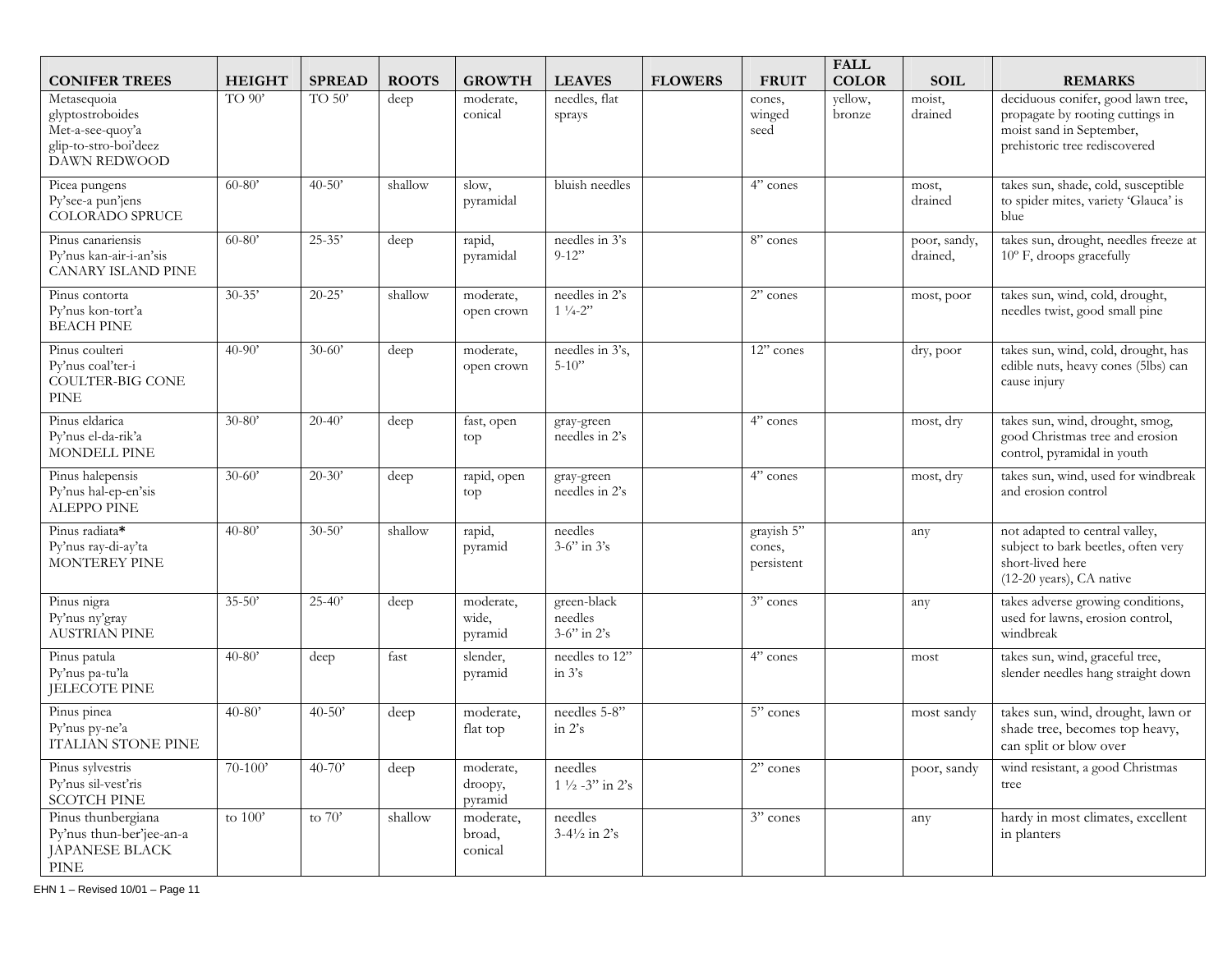| CONIFER TREES | HEIGHT | SPREAD | ROOTS | GROWTH | LEAVES | FLOWERS | FRUIT | FALL COLOR | SOIL | REMARKS |
|---|---|---|---|---|---|---|---|---|---|---|
| Metasequoia glyptostroboides Met-a-see-quoy'a glip-to-stro-boi'deez DAWN REDWOOD | TO 90' | TO 50' | deep | moderate, conical | needles, flat sprays | | cones, winged seed | yellow, bronze | moist, drained | deciduous conifer, good lawn tree, propagate by rooting cuttings in moist sand in September, prehistoric tree rediscovered |
| Picea pungens Py'see-a pun'jens COLORADO SPRUCE | 60-80' | 40-50' | shallow | slow, pyramidal | bluish needles | | 4" cones | | most, drained | takes sun, shade, cold, susceptible to spider mites, variety 'Glauca' is blue |
| Pinus canariensis Py'nus kan-air-i-an'sis CANARY ISLAND PINE | 60-80' | 25-35' | deep | rapid, pyramidal | needles in 3's 9-12" | | 8" cones | | poor, sandy, drained, | takes sun, drought, needles freeze at 10º F, droops gracefully |
| Pinus contorta Py'nus kon-tort'a BEACH PINE | 30-35' | 20-25' | shallow | moderate, open crown | needles in 2's 1 ¼-2" | | 2" cones | | most, poor | takes sun, wind, cold, drought, needles twist, good small pine |
| Pinus coulteri Py'nus coal'ter-i COULTER-BIG CONE PINE | 40-90' | 30-60' | deep | moderate, open crown | needles in 3's, 5-10" | | 12" cones | | dry, poor | takes sun, wind, cold, drought, has edible nuts, heavy cones (5lbs) can cause injury |
| Pinus eldarica Py'nus el-da-rik'a MONDELL PINE | 30-80' | 20-40' | deep | fast, open top | gray-green needles in 2's | | 4" cones | | most, dry | takes sun, wind, drought, smog, good Christmas tree and erosion control, pyramidal in youth |
| Pinus halepensis Py'nus hal-ep-en'sis ALEPPO PINE | 30-60' | 20-30' | deep | rapid, open top | gray-green needles in 2's | | 4" cones | | most, dry | takes sun, wind, used for windbreak and erosion control |
| Pinus radiata* Py'nus ray-di-ay'ta MONTEREY PINE | 40-80' | 30-50' | shallow | rapid, pyramid | needles 3-6" in 3's | | grayish 5" cones, persistent | | any | not adapted to central valley, subject to bark beetles, often very short-lived here (12-20 years), CA native |
| Pinus nigra Py'nus ny'gray AUSTRIAN PINE | 35-50' | 25-40' | deep | moderate, wide, pyramid | green-black needles 3-6" in 2's | | 3" cones | | any | takes adverse growing conditions, used for lawns, erosion control, windbreak |
| Pinus patula Py'nus pa-tu'la JELECOTE PINE | 40-80' | deep | fast | slender, pyramid | needles to 12" in 3's | | 4" cones | | most | takes sun, wind, graceful tree, slender needles hang straight down |
| Pinus pinea Py'nus py-ne'a ITALIAN STONE PINE | 40-80' | 40-50' | deep | moderate, flat top | needles 5-8" in 2's | | 5" cones | | most sandy | takes sun, wind, drought, lawn or shade tree, becomes top heavy, can split or blow over |
| Pinus sylvestris Py'nus sil-vest'ris SCOTCH PINE | 70-100' | 40-70' | deep | moderate, droopy, pyramid | needles 1 ½ -3" in 2's | | 2" cones | | poor, sandy | wind resistant, a good Christmas tree |
| Pinus thunbergiana Py'nus thun-ber'jee-an-a JAPANESE BLACK PINE | to 100' | to 70' | shallow | moderate, broad, conical | needles 3-4½ in 2's | | 3" cones | | any | hardy in most climates, excellent in planters |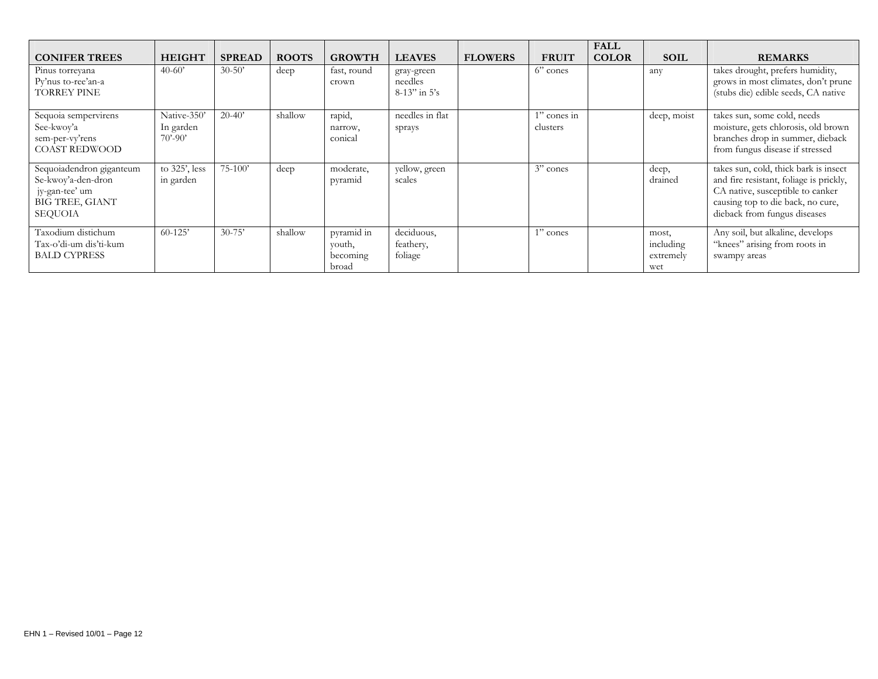| CONIFER TREES | HEIGHT | SPREAD | ROOTS | GROWTH | LEAVES | FLOWERS | FRUIT | FALL COLOR | SOIL | REMARKS |
|---|---|---|---|---|---|---|---|---|---|---|
| Pinus torreyana<br>Py'nus to-ree'an-a<br>TORREY PINE | 40-60' | 30-50' | deep | fast, round crown | gray-green needles 8-13" in 5's | | 6" cones | | any | takes drought, prefers humidity, grows in most climates, don't prune (stubs die) edible seeds, CA native |
| Sequoia sempervirens<br>See-kwoy'a<br>sem-per-vy'rens<br>COAST REDWOOD | Native-350'<br>In garden 70'-90' | 20-40' | shallow | rapid, narrow, conical | needles in flat sprays | | 1" cones in clusters | | deep, moist | takes sun, some cold, needs moisture, gets chlorosis, old brown branches drop in summer, dieback from fungus disease if stressed |
| Sequoiadendron giganteum<br>Se-kwoy'a-den-dron<br>jy-gan-tee' um<br>BIG TREE, GIANT SEQUOIA | to 325', less in garden | 75-100' | deep | moderate, pyramid | yellow, green scales | | 3" cones | | deep, drained | takes sun, cold, thick bark is insect and fire resistant, foliage is prickly, CA native, susceptible to canker causing top to die back, no cure, dieback from fungus diseases |
| Taxodium distichum<br>Tax-o'di-um dis'ti-kum<br>BALD CYPRESS | 60-125' | 30-75' | shallow | pyramid in youth, becoming broad | deciduous, feathery, foliage | | 1" cones | | most, including extremely wet | Any soil, but alkaline, develops "knees" arising from roots in swampy areas |